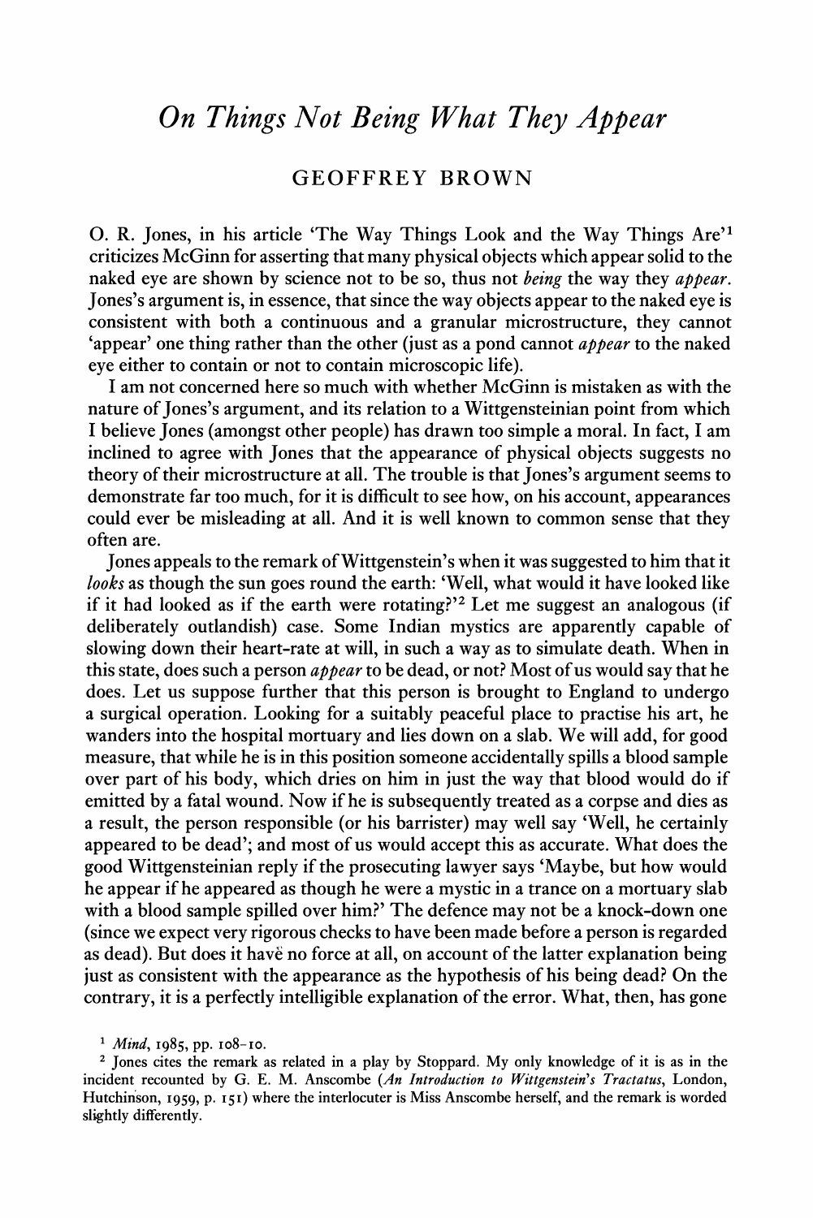# *On Things Not Being What They Appear*

GEOFFREY BROWN

O. R. Jones, in his article 'The Way Things Look and the Way Things Are'[1] criticizes McGinn for asserting that many physical objects which appear solid to the naked eye are shown by science not to be so, thus not *being* the way they *appear*. Jones's argument is, in essence, that since the way objects appear to the naked eye is consistent with both a continuous and a granular microstructure, they cannot 'appear' one thing rather than the other (just as a pond cannot *appear* to the naked eye either to contain or not to contain microscopic life).

I am not concerned here so much with whether McGinn is mistaken as with the nature of Jones's argument, and its relation to a Wittgensteinian point from which I believe Jones (amongst other people) has drawn too simple a moral. In fact, I am inclined to agree with Jones that the appearance of physical objects suggests no theory of their microstructure at all. The trouble is that Jones's argument seems to demonstrate far too much, for it is difficult to see how, on his account, appearances could ever be misleading at all. And it is well known to common sense that they often are.

Jones appeals to the remark of Wittgenstein's when it was suggested to him that it *looks* as though the sun goes round the earth: 'Well, what would it have looked like if it had looked as if the earth were rotating?'[2] Let me suggest an analogous (if deliberately outlandish) case. Some Indian mystics are apparently capable of slowing down their heart-rate at will, in such a way as to simulate death. When in this state, does such a person *appear* to be dead, or not? Most of us would say that he does. Let us suppose further that this person is brought to England to undergo a surgical operation. Looking for a suitably peaceful place to practise his art, he wanders into the hospital mortuary and lies down on a slab. We will add, for good measure, that while he is in this position someone accidentally spills a blood sample over part of his body, which dries on him in just the way that blood would do if emitted by a fatal wound. Now if he is subsequently treated as a corpse and dies as a result, the person responsible (or his barrister) may well say 'Well, he certainly appeared to be dead'; and most of us would accept this as accurate. What does the good Wittgensteinian reply if the prosecuting lawyer says 'Maybe, but how would he appear if he appeared as though he were a mystic in a trance on a mortuary slab with a blood sample spilled over him?' The defence may not be a knock-down one (since we expect very rigorous checks to have been made before a person is regarded as dead). But does it have no force at all, on account of the latter explanation being just as consistent with the appearance as the hypothesis of his being dead? On the contrary, it is a perfectly intelligible explanation of the error. What, then, has gone

[1] *Mind*, 1985, pp. 108–10.

[2] Jones cites the remark as related in a play by Stoppard. My only knowledge of it is as in the incident recounted by G. E. M. Anscombe (*An Introduction to Wittgenstein's Tractatus*, London, Hutchinson, 1959, p. 151) where the interlocuter is Miss Anscombe herself, and the remark is worded slightly differently.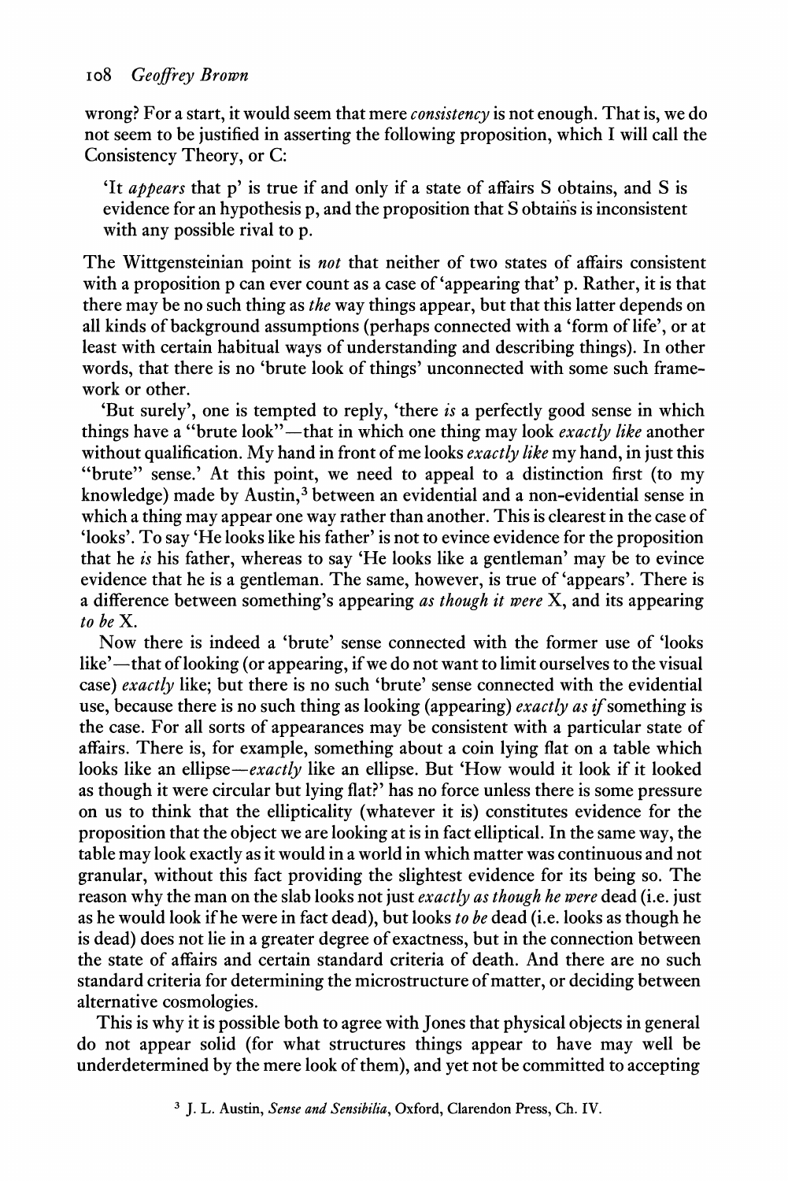wrong? For a start, it would seem that mere *consistency* is not enough. That is, we do not seem to be justified in asserting the following proposition, which I will call the Consistency Theory, or C:

> 'It *appears* that p' is true if and only if a state of affairs S obtains, and S is evidence for an hypothesis p, and the proposition that S obtains is inconsistent with any possible rival to p.

The Wittgensteinian point is *not* that neither of two states of affairs consistent with a proposition p can ever count as a case of 'appearing that' p. Rather, it is that there may be no such thing as *the* way things appear, but that this latter depends on all kinds of background assumptions (perhaps connected with a 'form of life', or at least with certain habitual ways of understanding and describing things). In other words, that there is no 'brute look of things' unconnected with some such framework or other.

'But surely', one is tempted to reply, 'there *is* a perfectly good sense in which things have a "brute look"—that in which one thing may look *exactly like* another without qualification. My hand in front of me looks *exactly like* my hand, in just this "brute" sense.' At this point, we need to appeal to a distinction first (to my knowledge) made by Austin,[3] between an evidential and a non-evidential sense in which a thing may appear one way rather than another. This is clearest in the case of 'looks'. To say 'He looks like his father' is not to evince evidence for the proposition that he *is* his father, whereas to say 'He looks like a gentleman' may be to evince evidence that he is a gentleman. The same, however, is true of 'appears'. There is a difference between something's appearing *as though it were* X, and its appearing *to be* X.

Now there is indeed a 'brute' sense connected with the former use of 'looks like'—that of looking (or appearing, if we do not want to limit ourselves to the visual case) *exactly* like; but there is no such 'brute' sense connected with the evidential use, because there is no such thing as looking (appearing) *exactly as if* something is the case. For all sorts of appearances may be consistent with a particular state of affairs. There is, for example, something about a coin lying flat on a table which looks like an ellipse—*exactly* like an ellipse. But 'How would it look if it looked as though it were circular but lying flat?' has no force unless there is some pressure on us to think that the ellipticality (whatever it is) constitutes evidence for the proposition that the object we are looking at is in fact elliptical. In the same way, the table may look exactly as it would in a world in which matter was continuous and not granular, without this fact providing the slightest evidence for its being so. The reason why the man on the slab looks not just *exactly as though he were* dead (i.e. just as he would look if he were in fact dead), but looks *to be* dead (i.e. looks as though he is dead) does not lie in a greater degree of exactness, but in the connection between the state of affairs and certain standard criteria of death. And there are no such standard criteria for determining the microstructure of matter, or deciding between alternative cosmologies.

This is why it is possible both to agree with Jones that physical objects in general do not appear solid (for what structures things appear to have may well be underdetermined by the mere look of them), and yet not be committed to accepting

[3] J. L. Austin, *Sense and Sensibilia*, Oxford, Clarendon Press, Ch. IV.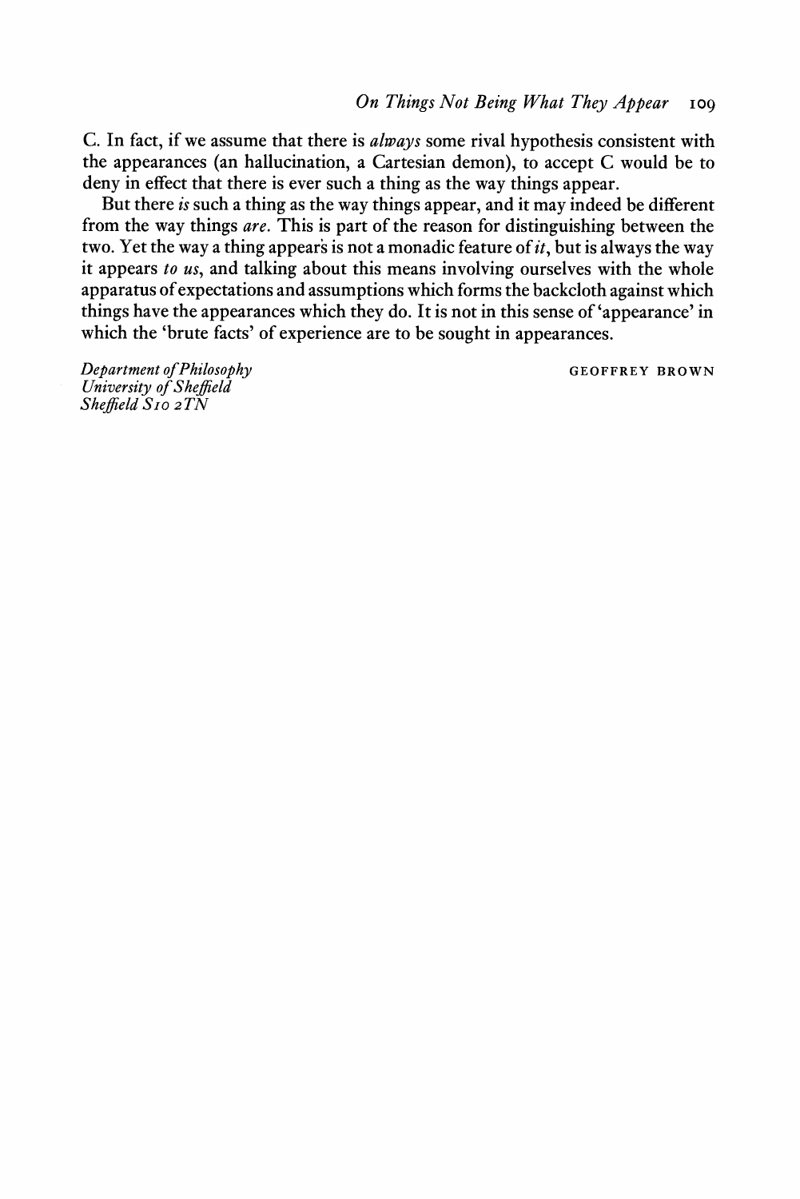C. In fact, if we assume that there is *always* some rival hypothesis consistent with the appearances (an hallucination, a Cartesian demon), to accept C would be to deny in effect that there is ever such a thing as the way things appear.

But there *is* such a thing as the way things appear, and it may indeed be different from the way things *are*. This is part of the reason for distinguishing between the two. Yet the way a thing appears is not a monadic feature of *it*, but is always the way it appears *to us*, and talking about this means involving ourselves with the whole apparatus of expectations and assumptions which forms the backcloth against which things have the appearances which they do. It is not in this sense of 'appearance' in which the 'brute facts' of experience are to be sought in appearances.

*Department of Philosophy*
*University of Sheffield*
*Sheffield S10 2TN*

GEOFFREY BROWN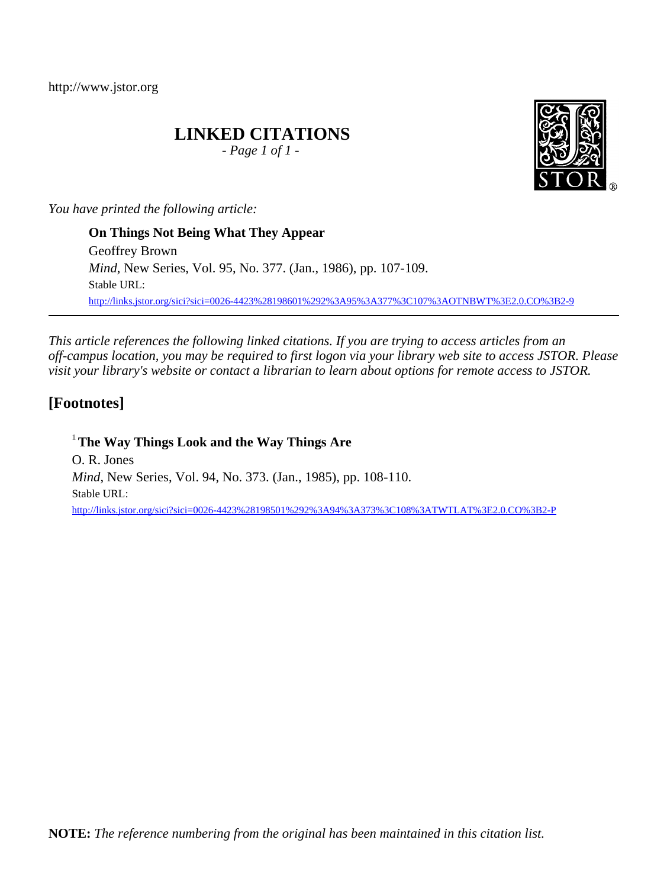http://www.jstor.org

# LINKED CITATIONS

*- Page 1 of 1 -*

*You have printed the following article:*

**On Things Not Being What They Appear**
Geoffrey Brown
*Mind*, New Series, Vol. 95, No. 377. (Jan., 1986), pp. 107-109.
Stable URL:
http://links.jstor.org/sici?sici=0026-4423%28198601%292%3A95%3A377%3C107%3AOTNBWT%3E2.0.CO%3B2-9

---

*This article references the following linked citations. If you are trying to access articles from an off-campus location, you may be required to first logon via your library web site to access JSTOR. Please visit your library's website or contact a librarian to learn about options for remote access to JSTOR.*

## [Footnotes]

[1] **The Way Things Look and the Way Things Are**
O. R. Jones
*Mind*, New Series, Vol. 94, No. 373. (Jan., 1985), pp. 108-110.
Stable URL:
http://links.jstor.org/sici?sici=0026-4423%28198501%292%3A94%3A373%3C108%3ATWTLAT%3E2.0.CO%3B2-P

**NOTE:** *The reference numbering from the original has been maintained in this citation list.*